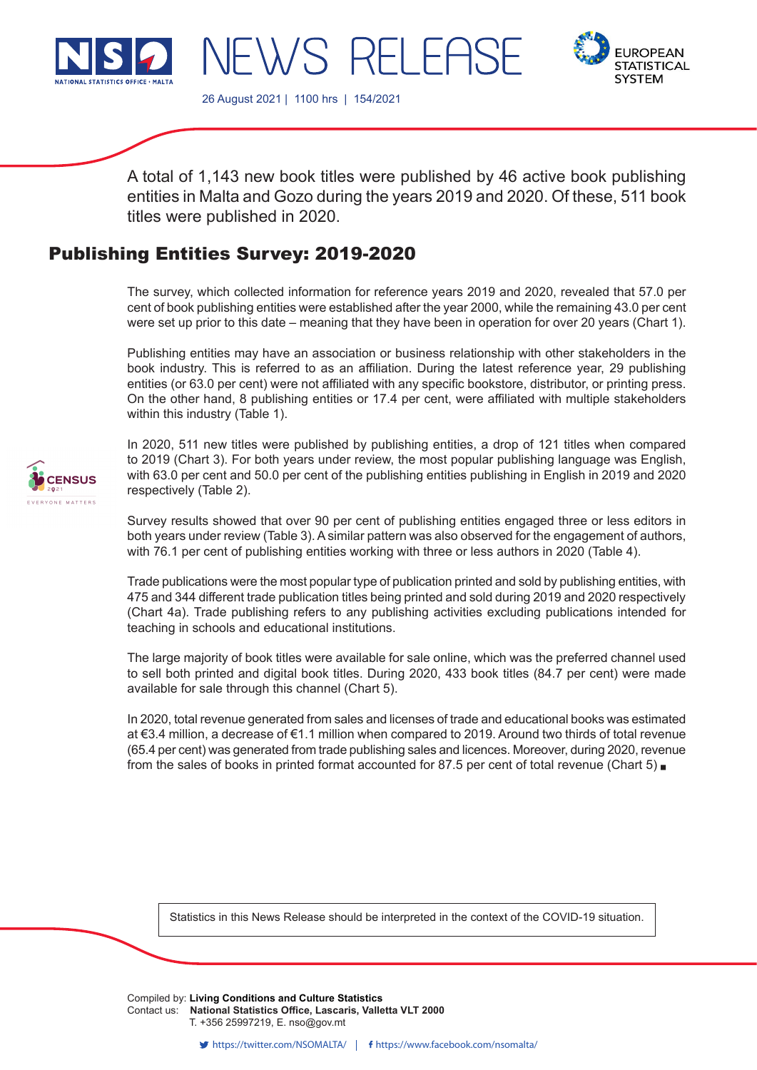# NEWS RELEASE

26 August 2021 | 1100 hrs | 154/2021

A total of 1,143 new book titles were published by 46 active book publishing entities in Malta and Gozo during the years 2019 and 2020. Of these, 511 book titles were published in 2020.

## Publishing Entities Survey: 2019-2020

The survey, which collected information for reference years 2019 and 2020, revealed that 57.0 per cent of book publishing entities were established after the year 2000, while the remaining 43.0 per cent were set up prior to this date – meaning that they have been in operation for over 20 years (Chart 1).

Publishing entities may have an association or business relationship with other stakeholders in the book industry. This is referred to as an affiliation. During the latest reference year, 29 publishing entities (or 63.0 per cent) were not affiliated with any specific bookstore, distributor, or printing press. On the other hand, 8 publishing entities or 17.4 per cent, were affiliated with multiple stakeholders within this industry (Table 1).

In 2020, 511 new titles were published by publishing entities, a drop of 121 titles when compared to 2019 (Chart 3). For both years under review, the most popular publishing language was English, with 63.0 per cent and 50.0 per cent of the publishing entities publishing in English in 2019 and 2020 respectively (Table 2).

Survey results showed that over 90 per cent of publishing entities engaged three or less editors in both years under review (Table 3). A similar pattern was also observed for the engagement of authors, with 76.1 per cent of publishing entities working with three or less authors in 2020 (Table 4).

Trade publications were the most popular type of publication printed and sold by publishing entities, with 475 and 344 different trade publication titles being printed and sold during 2019 and 2020 respectively (Chart 4a). Trade publishing refers to any publishing activities excluding publications intended for teaching in schools and educational institutions.

The large majority of book titles were available for sale online, which was the preferred channel used to sell both printed and digital book titles. During 2020, 433 book titles (84.7 per cent) were made available for sale through this channel (Chart 5).

In 2020, total revenue generated from sales and licenses of trade and educational books was estimated at €3.4 million, a decrease of €1.1 million when compared to 2019. Around two thirds of total revenue (65.4 per cent) was generated from trade publishing sales and licences. Moreover, during 2020, revenue from the sales of books in printed format accounted for 87.5 per cent of total revenue (Chart 5) ■

Statistics in this News Release should be interpreted in the context of the COVID-19 situation.

Compiled by: **Living Conditions and Culture Statistics**
Contact us: **National Statistics Office, Lascaris, Valletta VLT 2000**
T. +356 25997219, E. nso@gov.mt

https://twitter.com/NSOMALTA/ | https://www.facebook.com/nsomalta/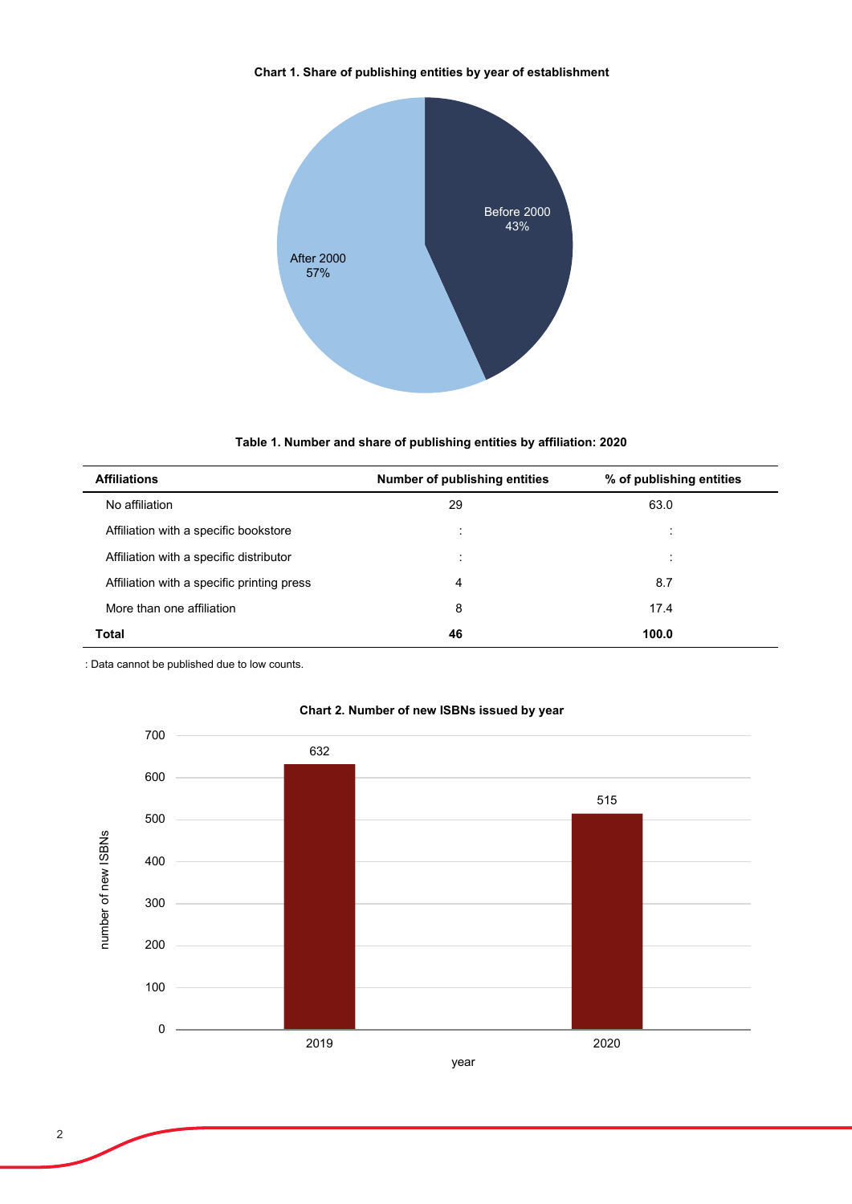**Chart 1. Share of publishing entities by year of establishment**

Before 2000
43%

After 2000
57%

**Table 1. Number and share of publishing entities by affiliation: 2020**

| Affiliations | Number of publishing entities | % of publishing entities |
|---|---|---|
| No affiliation | 29 | 63.0 |
| Affiliation with a specific bookstore | : | : |
| Affiliation with a specific distributor | : | : |
| Affiliation with a specific printing press | 4 | 8.7 |
| More than one affiliation | 8 | 17.4 |
| **Total** | **46** | **100.0** |

: Data cannot be published due to low counts.

**Chart 2. Number of new ISBNs issued by year**

| year | number of new ISBNs |
|---|---|
| 2019 | 632 |
| 2020 | 515 |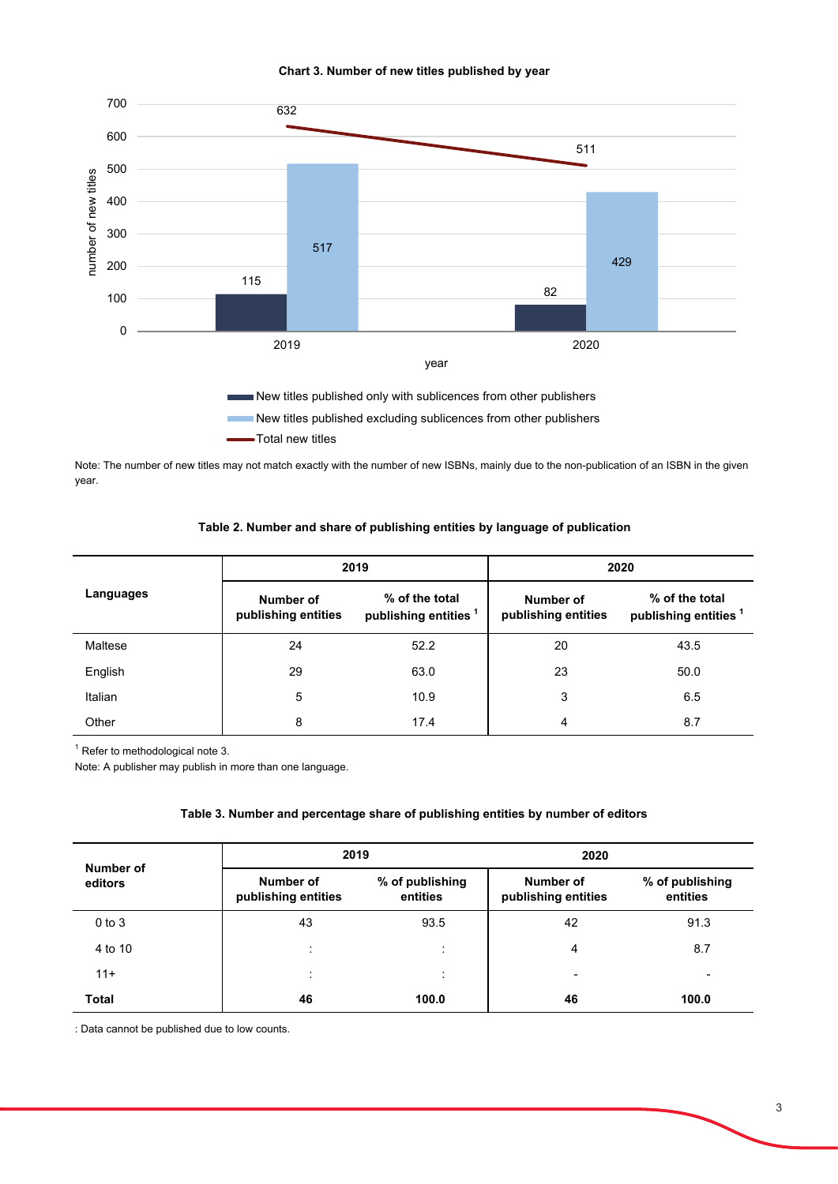**Chart 3. Number of new titles published by year**

| year | New titles published only with sublicences from other publishers | New titles published excluding sublicences from other publishers | Total new titles |
|---|---|---|---|
| 2019 | 115 | 517 | 632 |
| 2020 | 82 | 429 | 511 |

Note: The number of new titles may not match exactly with the number of new ISBNs, mainly due to the non-publication of an ISBN in the given year.

**Table 2. Number and share of publishing entities by language of publication**

| Languages | 2019 | | 2020 | |
|---|---|---|---|---|
| | Number of publishing entities | % of the total publishing entities [1] | Number of publishing entities | % of the total publishing entities [1] |
| Maltese | 24 | 52.2 | 20 | 43.5 |
| English | 29 | 63.0 | 23 | 50.0 |
| Italian | 5 | 10.9 | 3 | 6.5 |
| Other | 8 | 17.4 | 4 | 8.7 |

[1] Refer to methodological note 3.

Note: A publisher may publish in more than one language.

**Table 3. Number and percentage share of publishing entities by number of editors**

| Number of editors | 2019 | | 2020 | |
|---|---|---|---|---|
| | Number of publishing entities | % of publishing entities | Number of publishing entities | % of publishing entities |
| 0 to 3 | 43 | 93.5 | 42 | 91.3 |
| 4 to 10 | : | : | 4 | 8.7 |
| 11+ | : | : | - | - |
| **Total** | **46** | **100.0** | **46** | **100.0** |

: Data cannot be published due to low counts.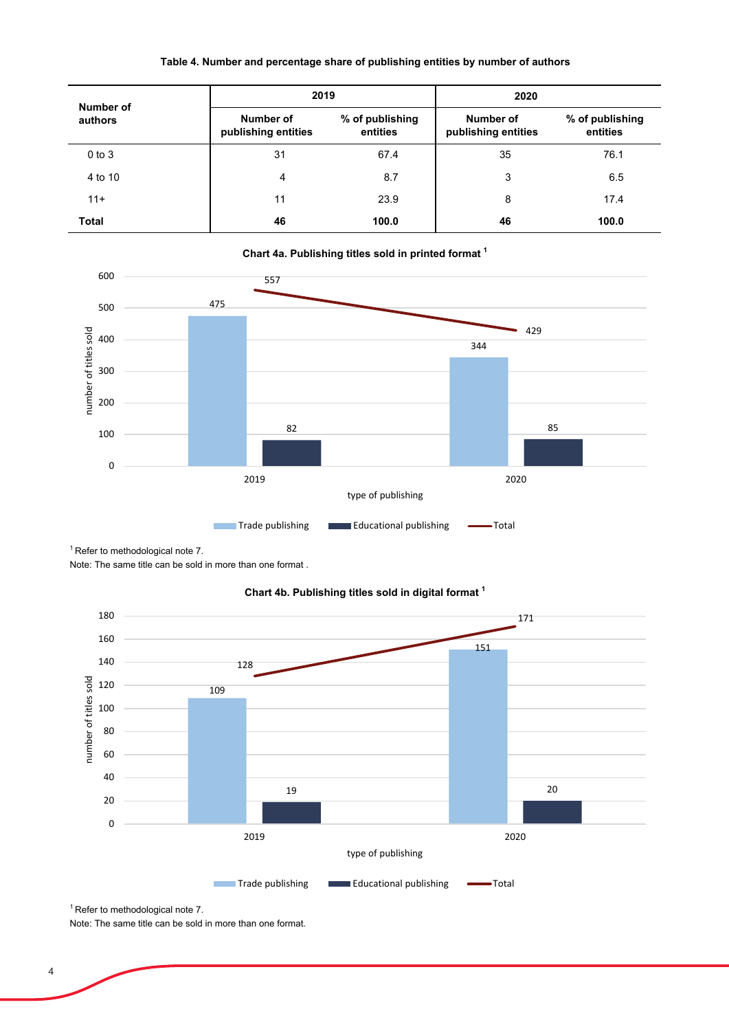**Table 4. Number and percentage share of publishing entities by number of authors**

| Number of authors | 2019 | | 2020 | |
|---|---|---|---|---|
| | Number of publishing entities | % of publishing entities | Number of publishing entities | % of publishing entities |
| 0 to 3 | 31 | 67.4 | 35 | 76.1 |
| 4 to 10 | 4 | 8.7 | 3 | 6.5 |
| 11+ | 11 | 23.9 | 8 | 17.4 |
| **Total** | **46** | **100.0** | **46** | **100.0** |

**Chart 4a. Publishing titles sold in printed format [1]**

| type of publishing | 2019 | 2020 |
|---|---|---|
| Trade publishing | 475 | 344 |
| Educational publishing | 82 | 85 |
| Total | 557 | 429 |

[1] Refer to methodological note 7.

Note: The same title can be sold in more than one format .

**Chart 4b. Publishing titles sold in digital format [1]**

| type of publishing | 2019 | 2020 |
|---|---|---|
| Trade publishing | 109 | 151 |
| Educational publishing | 19 | 20 |
| Total | 128 | 171 |

[1] Refer to methodological note 7.

Note: The same title can be sold in more than one format.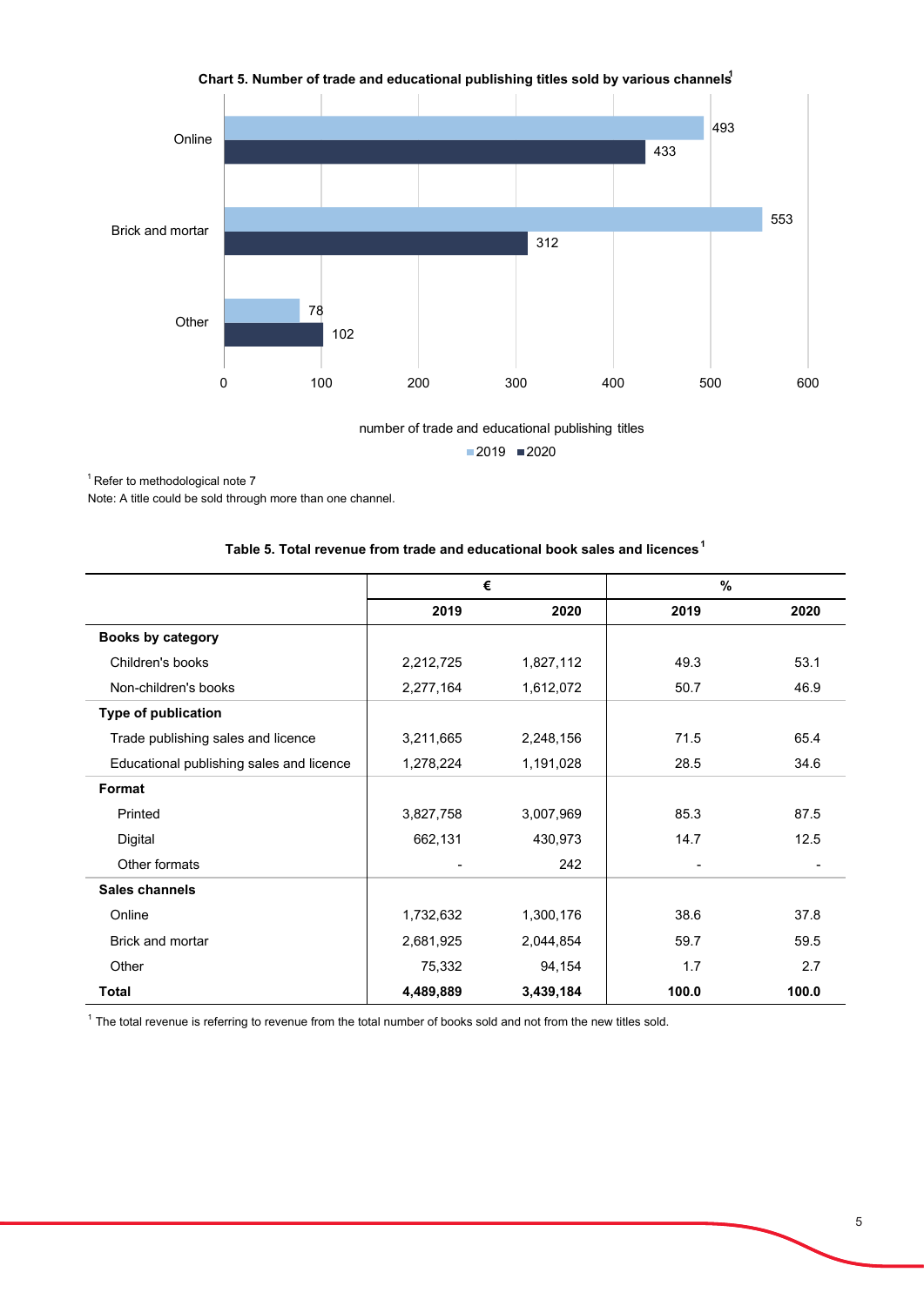**Chart 5. Number of trade and educational publishing titles sold by various channels**[1]

| | 2019 | 2020 |
|---|---|---|
| Online | 493 | 433 |
| Brick and mortar | 553 | 312 |
| Other | 78 | 102 |

number of trade and educational publishing titles

[1] Refer to methodological note 7

Note: A title could be sold through more than one channel.

**Table 5. Total revenue from trade and educational book sales and licences**[1]

| | € | | % | |
|---|---|---|---|---|
| | **2019** | **2020** | **2019** | **2020** |
| **Books by category** | | | | |
| Children's books | 2,212,725 | 1,827,112 | 49.3 | 53.1 |
| Non-children's books | 2,277,164 | 1,612,072 | 50.7 | 46.9 |
| **Type of publication** | | | | |
| Trade publishing sales and licence | 3,211,665 | 2,248,156 | 71.5 | 65.4 |
| Educational publishing sales and licence | 1,278,224 | 1,191,028 | 28.5 | 34.6 |
| **Format** | | | | |
| Printed | 3,827,758 | 3,007,969 | 85.3 | 87.5 |
| Digital | 662,131 | 430,973 | 14.7 | 12.5 |
| Other formats | - | 242 | - | - |
| **Sales channels** | | | | |
| Online | 1,732,632 | 1,300,176 | 38.6 | 37.8 |
| Brick and mortar | 2,681,925 | 2,044,854 | 59.7 | 59.5 |
| Other | 75,332 | 94,154 | 1.7 | 2.7 |
| **Total** | **4,489,889** | **3,439,184** | **100.0** | **100.0** |

[1] The total revenue is referring to revenue from the total number of books sold and not from the new titles sold.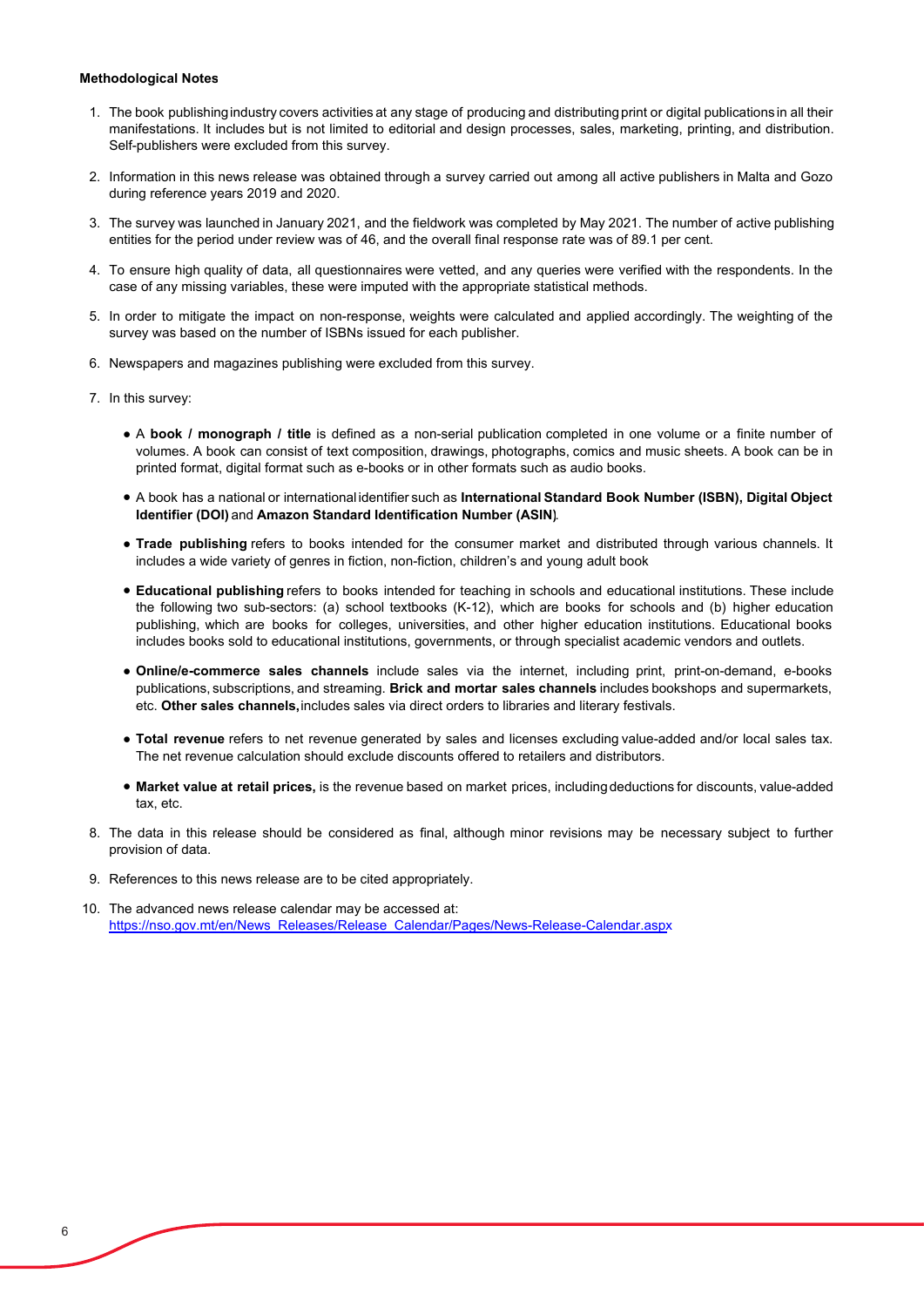**Methodological Notes**

1. The book publishing industry covers activities at any stage of producing and distributing print or digital publications in all their manifestations. It includes but is not limited to editorial and design processes, sales, marketing, printing, and distribution. Self-publishers were excluded from this survey.

2. Information in this news release was obtained through a survey carried out among all active publishers in Malta and Gozo during reference years 2019 and 2020.

3. The survey was launched in January 2021, and the fieldwork was completed by May 2021. The number of active publishing entities for the period under review was of 46, and the overall final response rate was of 89.1 per cent.

4. To ensure high quality of data, all questionnaires were vetted, and any queries were verified with the respondents. In the case of any missing variables, these were imputed with the appropriate statistical methods.

5. In order to mitigate the impact on non-response, weights were calculated and applied accordingly. The weighting of the survey was based on the number of ISBNs issued for each publisher.

6. Newspapers and magazines publishing were excluded from this survey.

7. In this survey:

   - A **book / monograph / title** is defined as a non-serial publication completed in one volume or a finite number of volumes. A book can consist of text composition, drawings, photographs, comics and music sheets. A book can be in printed format, digital format such as e-books or in other formats such as audio books.

   - A book has a national or international identifier such as **International Standard Book Number (ISBN), Digital Object Identifier (DOI)** and **Amazon Standard Identification Number (ASIN)**.

   - **Trade publishing** refers to books intended for the consumer market and distributed through various channels. It includes a wide variety of genres in fiction, non-fiction, children's and young adult book

   - **Educational publishing** refers to books intended for teaching in schools and educational institutions. These include the following two sub-sectors: (a) school textbooks (K-12), which are books for schools and (b) higher education publishing, which are books for colleges, universities, and other higher education institutions. Educational books includes books sold to educational institutions, governments, or through specialist academic vendors and outlets.

   - **Online/e-commerce sales channels** include sales via the internet, including print, print-on-demand, e-books publications, subscriptions, and streaming. **Brick and mortar sales channels** includes bookshops and supermarkets, etc. **Other sales channels,** includes sales via direct orders to libraries and literary festivals.

   - **Total revenue** refers to net revenue generated by sales and licenses excluding value-added and/or local sales tax. The net revenue calculation should exclude discounts offered to retailers and distributors.

   - **Market value at retail prices,** is the revenue based on market prices, including deductions for discounts, value-added tax, etc.

8. The data in this release should be considered as final, although minor revisions may be necessary subject to further provision of data.

9. References to this news release are to be cited appropriately.

10. The advanced news release calendar may be accessed at:
    https://nso.gov.mt/en/News_Releases/Release_Calendar/Pages/News-Release-Calendar.aspx